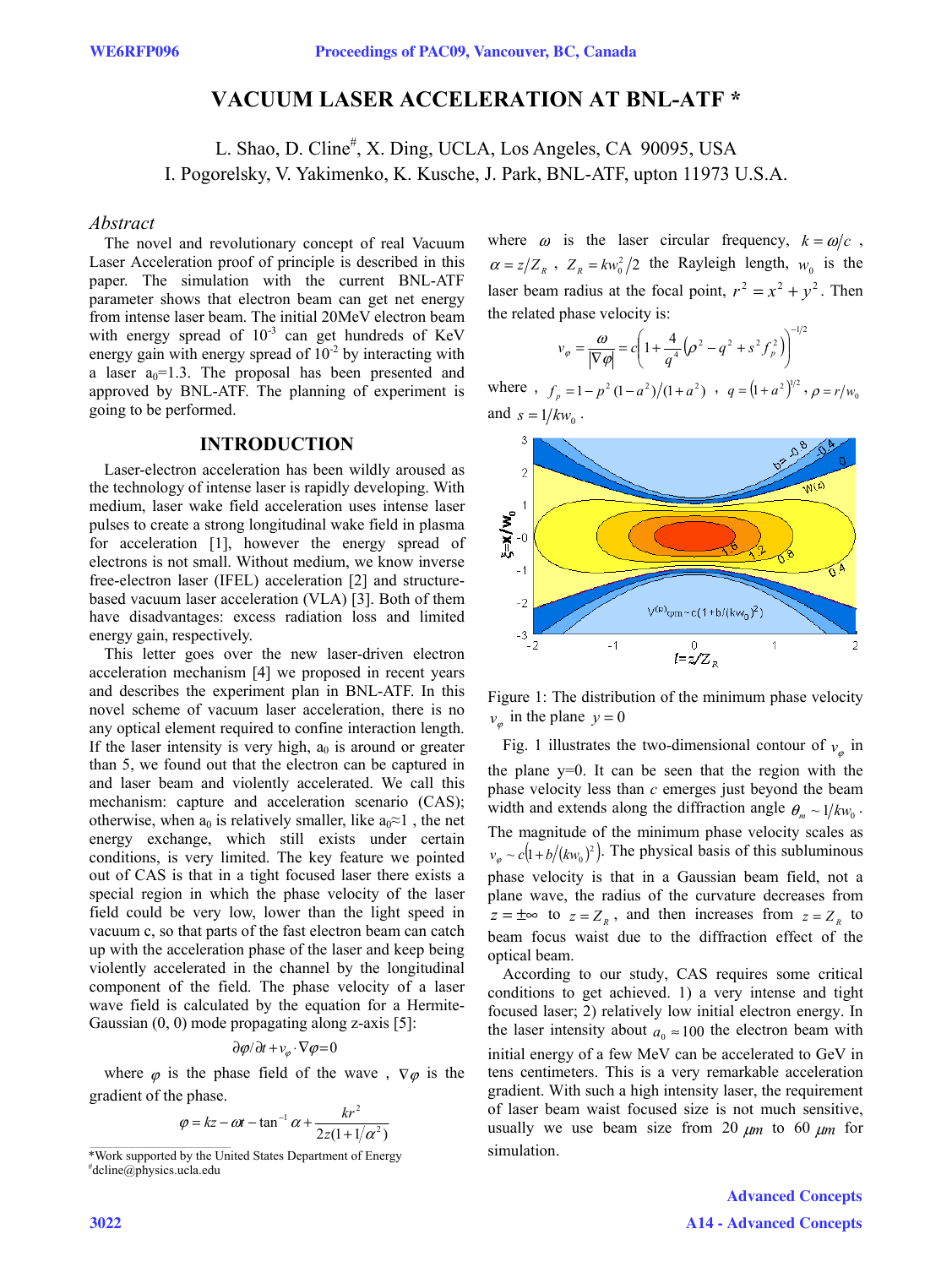# VACUUM LASER ACCELERATION AT BNL-ATF *

L. Shao, D. Cline#, X. Ding, UCLA, Los Angeles, CA 90095, USA
I. Pogorelsky, V. Yakimenko, K. Kusche, J. Park, BNL-ATF, upton 11973 U.S.A.

### *Abstract*

The novel and revolutionary concept of real Vacuum Laser Acceleration proof of principle is described in this paper. The simulation with the current BNL-ATF parameter shows that electron beam can get net energy from intense laser beam. The initial 20MeV electron beam with energy spread of $10^{-3}$ can get hundreds of KeV energy gain with energy spread of $10^{-2}$ by interacting with a laser $a_0$=1.3. The proposal has been presented and approved by BNL-ATF. The planning of experiment is going to be performed.

## INTRODUCTION

Laser-electron acceleration has been wildly aroused as the technology of intense laser is rapidly developing. With medium, laser wake field acceleration uses intense laser pulses to create a strong longitudinal wake field in plasma for acceleration [1], however the energy spread of electrons is not small. Without medium, we know inverse free-electron laser (IFEL) acceleration [2] and structure-based vacuum laser acceleration (VLA) [3]. Both of them have disadvantages: excess radiation loss and limited energy gain, respectively.

This letter goes over the new laser-driven electron acceleration mechanism [4] we proposed in recent years and describes the experiment plan in BNL-ATF. In this novel scheme of vacuum laser acceleration, there is no any optical element required to confine interaction length. If the laser intensity is very high, $a_0$ is around or greater than 5, we found out that the electron can be captured in and laser beam and violently accelerated. We call this mechanism: capture and acceleration scenario (CAS); otherwise, when $a_0$ is relatively smaller, like $a_0 \approx 1$ , the net energy exchange, which still exists under certain conditions, is very limited. The key feature we pointed out of CAS is that in a tight focused laser there exists a special region in which the phase velocity of the laser field could be very low, lower than the light speed in vacuum c, so that parts of the fast electron beam can catch up with the acceleration phase of the laser and keep being violently accelerated in the channel by the longitudinal component of the field. The phase velocity of a laser wave field is calculated by the equation for a Hermite-Gaussian (0, 0) mode propagating along z-axis [5]:

$$\partial\varphi/\partial t + v_\varphi \cdot \nabla\varphi = 0$$

where $\varphi$ is the phase field of the wave , $\nabla\varphi$ is the gradient of the phase.

$$\varphi = kz - \omega t - \tan^{-1}\alpha + \frac{kr^2}{2z(1+1/\alpha^2)}$$

where $\omega$ is the laser circular frequency, $k = \omega/c$ , $\alpha = z/Z_R$ , $Z_R = kw_0^2/2$ the Rayleigh length, $w_0$ is the laser beam radius at the focal point, $r^2 = x^2 + y^2$. Then the related phase velocity is:

$$v_\varphi = \frac{\omega}{|\nabla\varphi|} = c\left(1 + \frac{4}{q^4}\left(\rho^2 - q^2 + s^2 f_p^2\right)\right)^{-1/2}$$

where , $f_p = 1 - p^2(1-a^2)/(1+a^2)$ , $q = (1+a^2)^{1/2}$ , $\rho = r/w_0$ and $s = 1/kw_0$ .

Figure 1: The distribution of the minimum phase velocity $v_\varphi$ in the plane $y = 0$

Fig. 1 illustrates the two-dimensional contour of $v_\varphi$ in the plane y=0. It can be seen that the region with the phase velocity less than $c$ emerges just beyond the beam width and extends along the diffraction angle $\theta_m \sim 1/kw_0$ . The magnitude of the minimum phase velocity scales as $v_\varphi \sim c\left(1 + b/(kw_0)^2\right)$. The physical basis of this subluminous phase velocity is that in a Gaussian beam field, not a plane wave, the radius of the curvature decreases from $z = \pm\infty$ to $z = Z_R$ , and then increases from $z = Z_R$ to beam focus waist due to the diffraction effect of the optical beam.

According to our study, CAS requires some critical conditions to get achieved. 1) a very intense and tight focused laser; 2) relatively low initial electron energy. In the laser intensity about $a_0 \approx 100$ the electron beam with initial energy of a few MeV can be accelerated to GeV in tens centimeters. This is a very remarkable acceleration gradient. With such a high intensity laser, the requirement of laser beam waist focused size is not much sensitive, usually we use beam size from 20 $\mu m$ to 60 $\mu m$ for simulation.

*Work supported by the United States Department of Energy
#dcline@physics.ucla.edu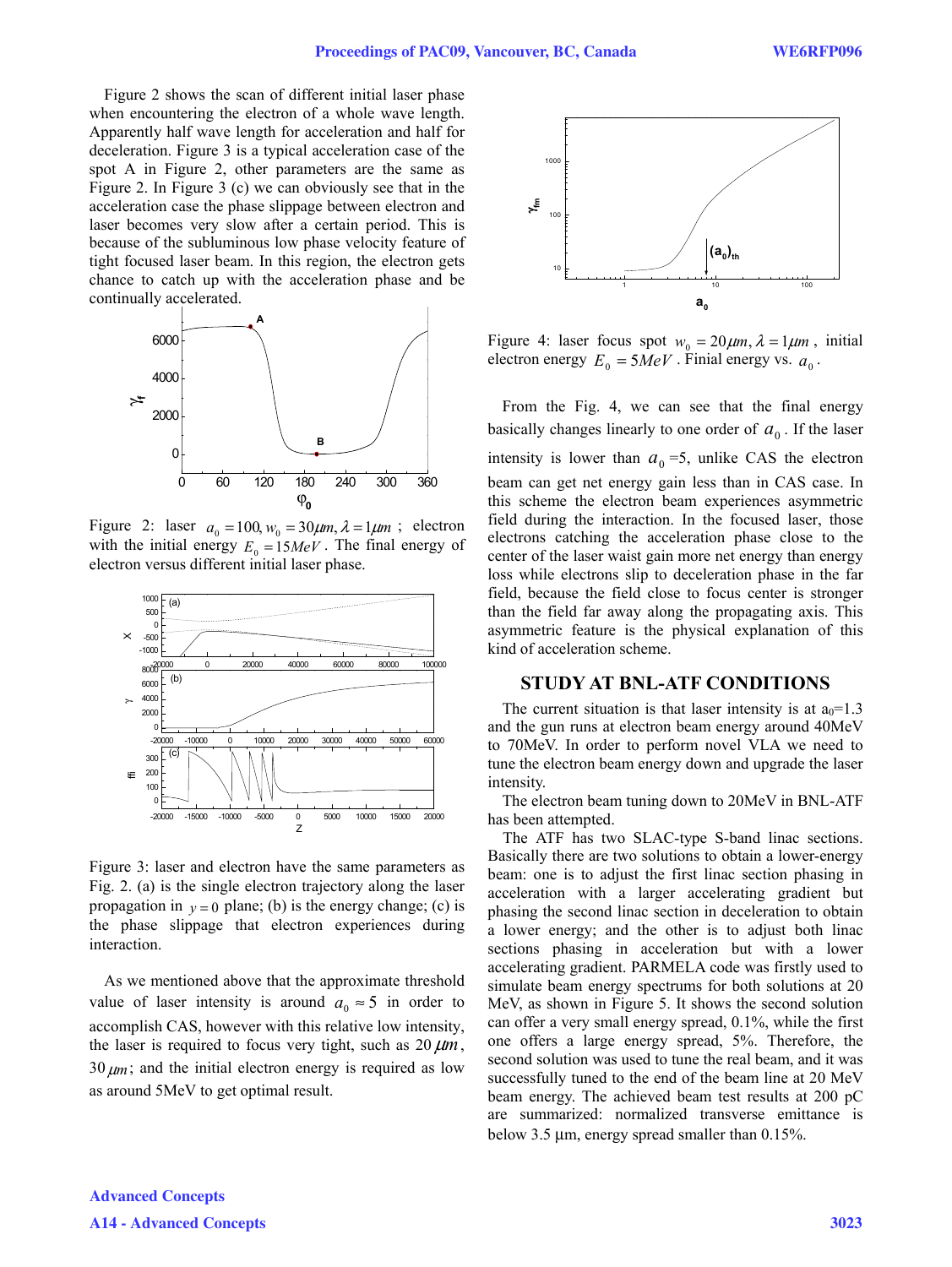Figure 2 shows the scan of different initial laser phase when encountering the electron of a whole wave length. Apparently half wave length for acceleration and half for deceleration. Figure 3 is a typical acceleration case of the spot A in Figure 2, other parameters are the same as Figure 2. In Figure 3 (c) we can obviously see that in the acceleration case the phase slippage between electron and laser becomes very slow after a certain period. This is because of the subluminous low phase velocity feature of tight focused laser beam. In this region, the electron gets chance to catch up with the acceleration phase and be continually accelerated.

Figure 2: laser $a_0 = 100, w_0 = 30\mu m, \lambda = 1\mu m$ ; electron with the initial energy $E_0 = 15MeV$. The final energy of electron versus different initial laser phase.

Figure 3: laser and electron have the same parameters as Fig. 2. (a) is the single electron trajectory along the laser propagation in $y = 0$ plane; (b) is the energy change; (c) is the phase slippage that electron experiences during interaction.

As we mentioned above that the approximate threshold value of laser intensity is around $a_0 \approx 5$ in order to accomplish CAS, however with this relative low intensity, the laser is required to focus very tight, such as 20 $\mu m$, 30 $\mu m$; and the initial electron energy is required as low as around 5MeV to get optimal result.

Figure 4: laser focus spot $w_0 = 20\mu m, \lambda = 1\mu m$, initial electron energy $E_0 = 5MeV$. Finial energy vs. $a_0$.

From the Fig. 4, we can see that the final energy basically changes linearly to one order of $a_0$. If the laser intensity is lower than $a_0$=5, unlike CAS the electron beam can get net energy gain less than in CAS case. In this scheme the electron beam experiences asymmetric field during the interaction. In the focused laser, those electrons catching the acceleration phase close to the center of the laser waist gain more net energy than energy loss while electrons slip to deceleration phase in the far field, because the field close to focus center is stronger than the field far away along the propagating axis. This asymmetric feature is the physical explanation of this kind of acceleration scheme.

## STUDY AT BNL-ATF CONDITIONS

The current situation is that laser intensity is at $a_0$=1.3 and the gun runs at electron beam energy around 40MeV to 70MeV. In order to perform novel VLA we need to tune the electron beam energy down and upgrade the laser intensity.

The electron beam tuning down to 20MeV in BNL-ATF has been attempted.

The ATF has two SLAC-type S-band linac sections. Basically there are two solutions to obtain a lower-energy beam: one is to adjust the first linac section phasing in acceleration with a larger accelerating gradient but phasing the second linac section in deceleration to obtain a lower energy; and the other is to adjust both linac sections phasing in acceleration but with a lower accelerating gradient. PARMELA code was firstly used to simulate beam energy spectrums for both solutions at 20 MeV, as shown in Figure 5. It shows the second solution can offer a very small energy spread, 0.1%, while the first one offers a large energy spread, 5%. Therefore, the second solution was used to tune the real beam, and it was successfully tuned to the end of the beam line at 20 MeV beam energy. The achieved beam test results at 200 pC are summarized: normalized transverse emittance is below 3.5 µm, energy spread smaller than 0.15%.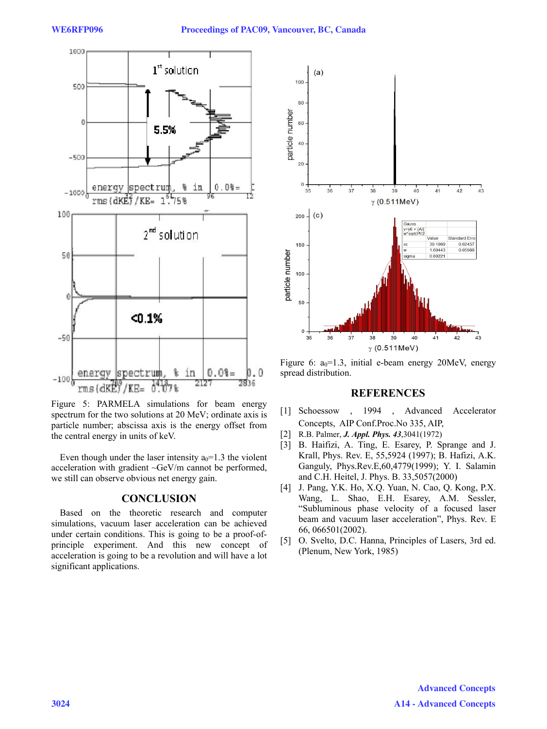1st solution

5.5%

energy spectrum, % in 0.0%=

rms(dKE)/KE= 1.75%

2nd solution

<0.1%

energy spectrum, % in 0.0%= 0.0

rms(dKE)/KE= 0.07%

Figure 5: PARMELA simulations for beam energy spectrum for the two solutions at 20 MeV; ordinate axis is particle number; abscissa axis is the energy offset from the central energy in units of keV.

Even though under the laser intensity $a_0$=1.3 the violent acceleration with gradient ~GeV/m cannot be performed, we still can observe obvious net energy gain.

## CONCLUSION

Based on the theoretic research and computer simulations, vacuum laser acceleration can be achieved under certain conditions. This is going to be a proof-of-principle experiment. And this new concept of acceleration is going to be a revolution and will have a lot significant applications.

(a)

particle number

γ (0.511MeV)

(c)

Gauss
y=y0 + (A/(w*sqrt(PI/2)

| | Value | Standard Error |
|---|---|---|
| xc | 39.1069 | 0.02457 |
| w | 1.60443 | 0.05986 |
| sigma | 0.80221 | |

particle number

γ (0.511MeV)

Figure 6: $a_0$=1.3, initial e-beam energy 20MeV, energy spread distribution.

## REFERENCES

[1] Schoessow , 1994 , Advanced Accelerator Concepts, AIP Conf.Proc.No 335, AIP,

[2] R.B. Palmer, ***J. Appl. Phys. 43***,3041(1972)

[3] B. Haifizi, A. Ting, E. Esarey, P. Sprange and J. Krall, Phys. Rev. E, 55,5924 (1997); B. Hafizi, A.K. Ganguly, Phys.Rev.E,60,4779(1999); Y. I. Salamin and C.H. Heitel, J. Phys. B. 33,5057(2000)

[4] J. Pang, Y.K. Ho, X.Q. Yuan, N. Cao, Q. Kong, P.X. Wang, L. Shao, E.H. Esarey, A.M. Sessler, "Subluminous phase velocity of a focused laser beam and vacuum laser acceleration", Phys. Rev. E 66, 066501(2002).

[5] O. Svelto, D.C. Hanna, Principles of Lasers, 3rd ed. (Plenum, New York, 1985)